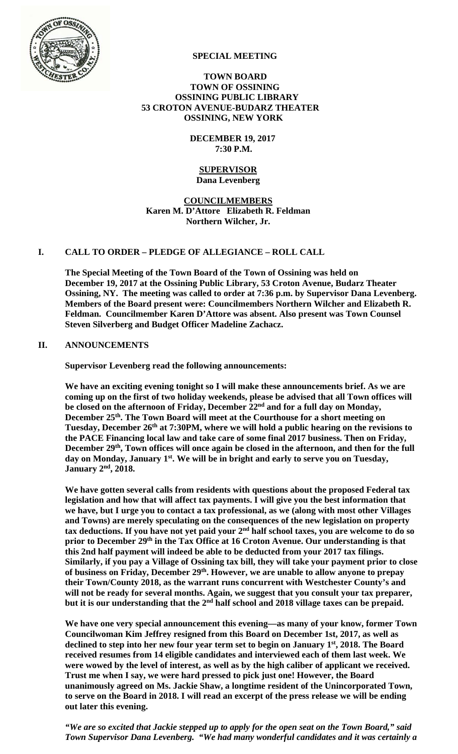# SPECIAL MEETING

**TOWN BOARD**
**TOWN OF OSSINING**
**OSSINING PUBLIC LIBRARY**
**53 CROTON AVENUE-BUDARZ THEATER**
**OSSINING, NEW YORK**

**DECEMBER 19, 2017**
**7:30 P.M.**

**SUPERVISOR**
**Dana Levenberg**

**COUNCILMEMBERS**
**Karen M. D'Attore Elizabeth R. Feldman**
**Northern Wilcher, Jr.**

## I. CALL TO ORDER – PLEDGE OF ALLEGIANCE – ROLL CALL

**The Special Meeting of the Town Board of the Town of Ossining was held on December 19, 2017 at the Ossining Public Library, 53 Croton Avenue, Budarz Theater Ossining, NY. The meeting was called to order at 7:36 p.m. by Supervisor Dana Levenberg. Members of the Board present were: Councilmembers Northern Wilcher and Elizabeth R. Feldman. Councilmember Karen D'Attore was absent. Also present was Town Counsel Steven Silverberg and Budget Officer Madeline Zachacz.**

## II. ANNOUNCEMENTS

**Supervisor Levenberg read the following announcements:**

**We have an exciting evening tonight so I will make these announcements brief. As we are coming up on the first of two holiday weekends, please be advised that all Town offices will be closed on the afternoon of Friday, December 22nd and for a full day on Monday, December 25th. The Town Board will meet at the Courthouse for a short meeting on Tuesday, December 26th at 7:30PM, where we will hold a public hearing on the revisions to the PACE Financing local law and take care of some final 2017 business. Then on Friday, December 29th, Town offices will once again be closed in the afternoon, and then for the full day on Monday, January 1st. We will be in bright and early to serve you on Tuesday, January 2nd, 2018.**

**We have gotten several calls from residents with questions about the proposed Federal tax legislation and how that will affect tax payments. I will give you the best information that we have, but I urge you to contact a tax professional, as we (along with most other Villages and Towns) are merely speculating on the consequences of the new legislation on property tax deductions. If you have not yet paid your 2nd half school taxes, you are welcome to do so prior to December 29th in the Tax Office at 16 Croton Avenue. Our understanding is that this 2nd half payment will indeed be able to be deducted from your 2017 tax filings. Similarly, if you pay a Village of Ossining tax bill, they will take your payment prior to close of business on Friday, December 29th. However, we are unable to allow anyone to prepay their Town/County 2018, as the warrant runs concurrent with Westchester County's and will not be ready for several months. Again, we suggest that you consult your tax preparer, but it is our understanding that the 2nd half school and 2018 village taxes can be prepaid.**

**We have one very special announcement this evening—as many of your know, former Town Councilwoman Kim Jeffrey resigned from this Board on December 1st, 2017, as well as declined to step into her new four year term set to begin on January 1st, 2018. The Board received resumes from 14 eligible candidates and interviewed each of them last week. We were wowed by the level of interest, as well as by the high caliber of applicant we received. Trust me when I say, we were hard pressed to pick just one! However, the Board unanimously agreed on Ms. Jackie Shaw, a longtime resident of the Unincorporated Town, to serve on the Board in 2018. I will read an excerpt of the press release we will be ending out later this evening.**

***"We are so excited that Jackie stepped up to apply for the open seat on the Town Board," said Town Supervisor Dana Levenberg. "We had many wonderful candidates and it was certainly a***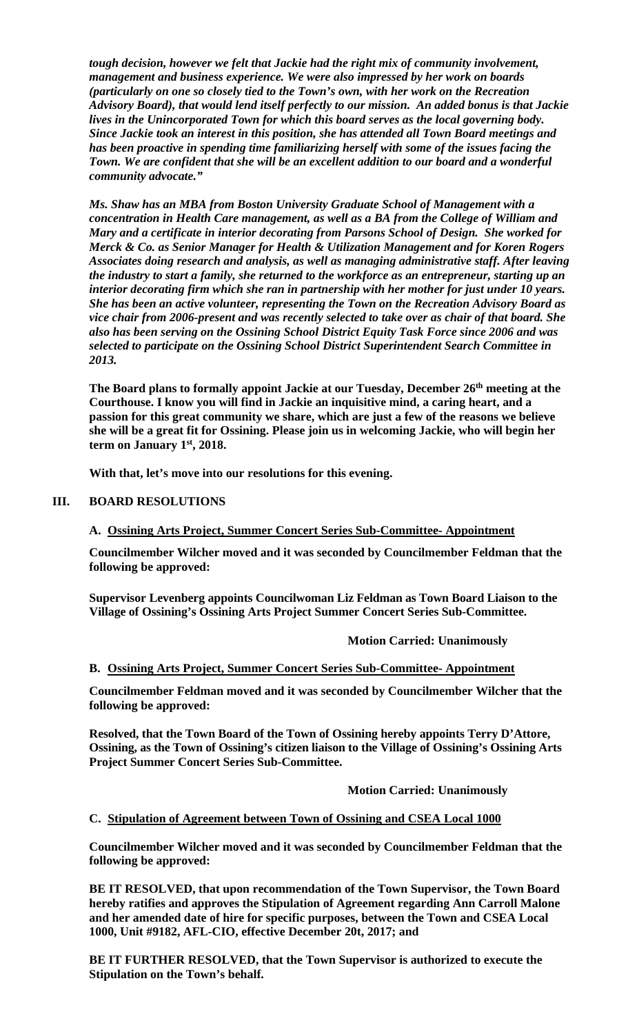***tough decision, however we felt that Jackie had the right mix of community involvement, management and business experience. We were also impressed by her work on boards (particularly on one so closely tied to the Town's own, with her work on the Recreation Advisory Board), that would lend itself perfectly to our mission. An added bonus is that Jackie lives in the Unincorporated Town for which this board serves as the local governing body. Since Jackie took an interest in this position, she has attended all Town Board meetings and has been proactive in spending time familiarizing herself with some of the issues facing the Town. We are confident that she will be an excellent addition to our board and a wonderful community advocate."***

***Ms. Shaw has an MBA from Boston University Graduate School of Management with a concentration in Health Care management, as well as a BA from the College of William and Mary and a certificate in interior decorating from Parsons School of Design. She worked for Merck & Co. as Senior Manager for Health & Utilization Management and for Koren Rogers Associates doing research and analysis, as well as managing administrative staff. After leaving the industry to start a family, she returned to the workforce as an entrepreneur, starting up an interior decorating firm which she ran in partnership with her mother for just under 10 years. She has been an active volunteer, representing the Town on the Recreation Advisory Board as vice chair from 2006-present and was recently selected to take over as chair of that board. She also has been serving on the Ossining School District Equity Task Force since 2006 and was selected to participate on the Ossining School District Superintendent Search Committee in 2013.***

**The Board plans to formally appoint Jackie at our Tuesday, December 26th meeting at the Courthouse. I know you will find in Jackie an inquisitive mind, a caring heart, and a passion for this great community we share, which are just a few of the reasons we believe she will be a great fit for Ossining. Please join us in welcoming Jackie, who will begin her term on January 1st, 2018.**

**With that, let's move into our resolutions for this evening.**

## III. BOARD RESOLUTIONS

### A. Ossining Arts Project, Summer Concert Series Sub-Committee- Appointment

**Councilmember Wilcher moved and it was seconded by Councilmember Feldman that the following be approved:**

**Supervisor Levenberg appoints Councilwoman Liz Feldman as Town Board Liaison to the Village of Ossining's Ossining Arts Project Summer Concert Series Sub-Committee.**

**Motion Carried: Unanimously**

### B. Ossining Arts Project, Summer Concert Series Sub-Committee- Appointment

**Councilmember Feldman moved and it was seconded by Councilmember Wilcher that the following be approved:**

**Resolved, that the Town Board of the Town of Ossining hereby appoints Terry D'Attore, Ossining, as the Town of Ossining's citizen liaison to the Village of Ossining's Ossining Arts Project Summer Concert Series Sub-Committee.**

**Motion Carried: Unanimously**

### C. Stipulation of Agreement between Town of Ossining and CSEA Local 1000

**Councilmember Wilcher moved and it was seconded by Councilmember Feldman that the following be approved:**

**BE IT RESOLVED, that upon recommendation of the Town Supervisor, the Town Board hereby ratifies and approves the Stipulation of Agreement regarding Ann Carroll Malone and her amended date of hire for specific purposes, between the Town and CSEA Local 1000, Unit #9182, AFL-CIO, effective December 20t, 2017; and**

**BE IT FURTHER RESOLVED, that the Town Supervisor is authorized to execute the Stipulation on the Town's behalf.**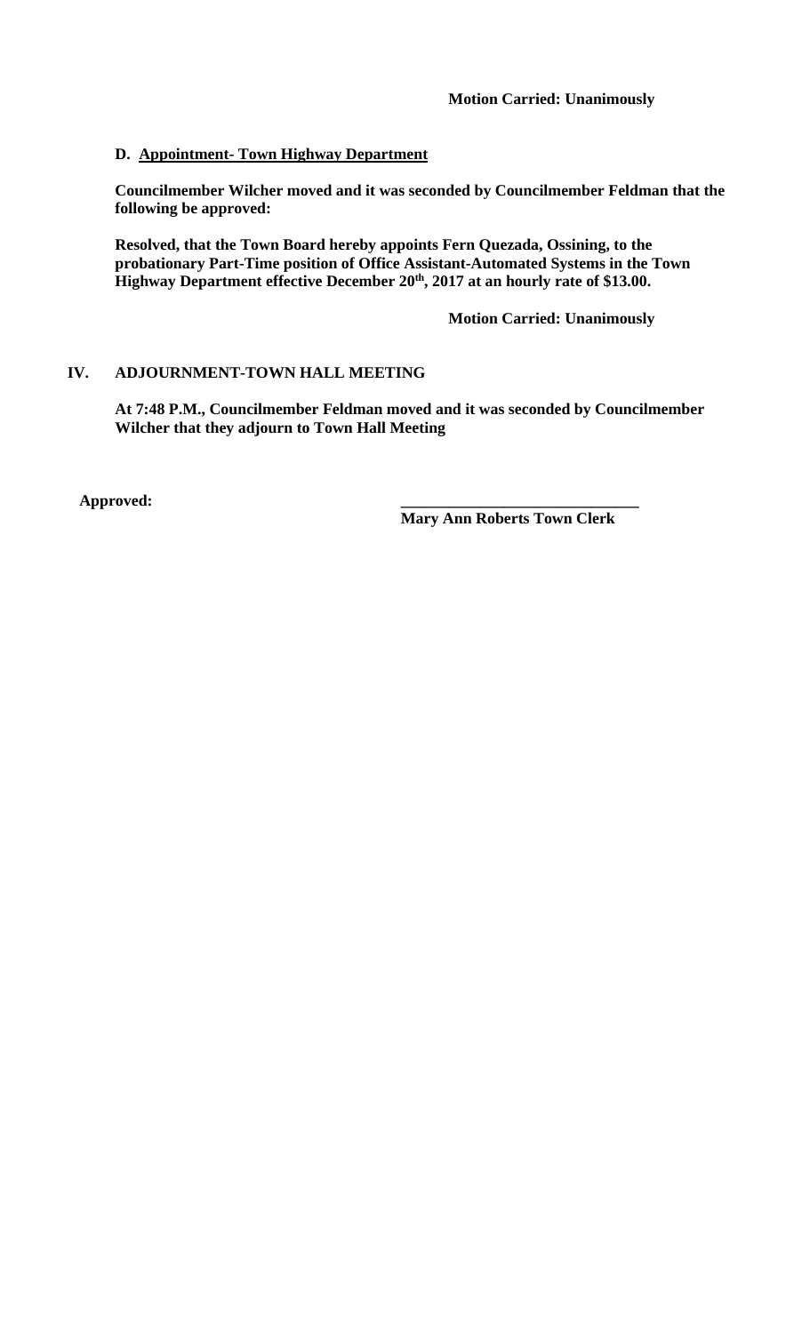**Motion Carried: Unanimously**

**D. <u>Appointment- Town Highway Department</u>**

**Councilmember Wilcher moved and it was seconded by Councilmember Feldman that the following be approved:**

**Resolved, that the Town Board hereby appoints Fern Quezada, Ossining, to the probationary Part-Time position of Office Assistant-Automated Systems in the Town Highway Department effective December 20th, 2017 at an hourly rate of $13.00.**

**Motion Carried: Unanimously**

## IV. ADJOURNMENT-TOWN HALL MEETING

**At 7:48 P.M., Councilmember Feldman moved and it was seconded by Councilmember Wilcher that they adjourn to Town Hall Meeting**

**Approved:** ______________________________

**Mary Ann Roberts Town Clerk**